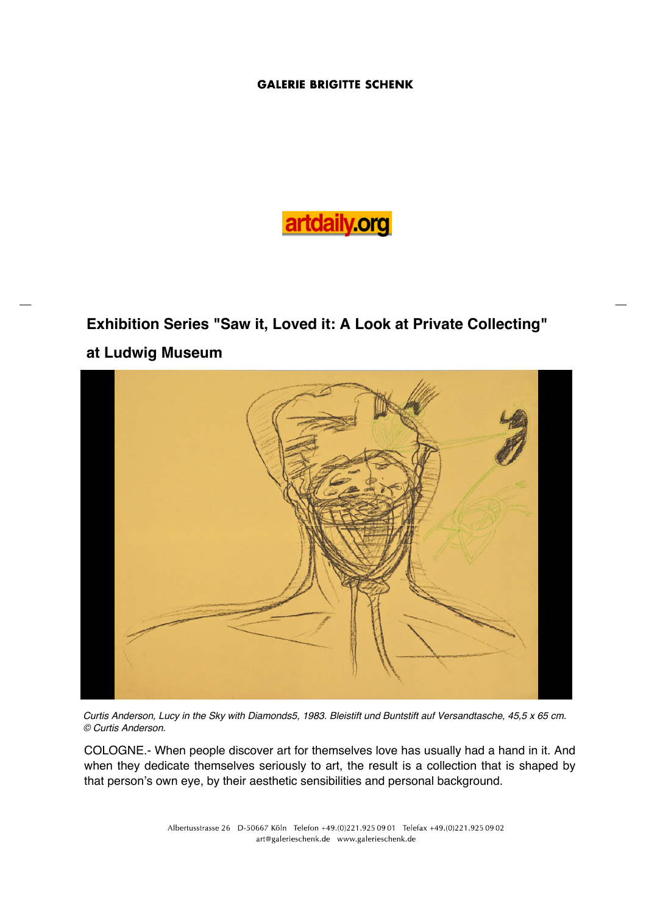GALERIE BRIGITTE SCHENK

artdaily.org

## Exhibition Series "Saw it, Loved it: A Look at Private Collecting" at Ludwig Museum

*Curtis Anderson, Lucy in the Sky with Diamonds5, 1983. Bleistift und Buntstift auf Versandtasche, 45,5 x 65 cm. © Curtis Anderson.*

COLOGNE.- When people discover art for themselves love has usually had a hand in it. And when they dedicate themselves seriously to art, the result is a collection that is shaped by that person's own eye, by their aesthetic sensibilities and personal background.

Albertusstrasse 26 D-50667 Köln Telefon +49.(0)221.925 09 01 Telefax +49.(0)221.925 09 02
art@galerieschenk.de www.galerieschenk.de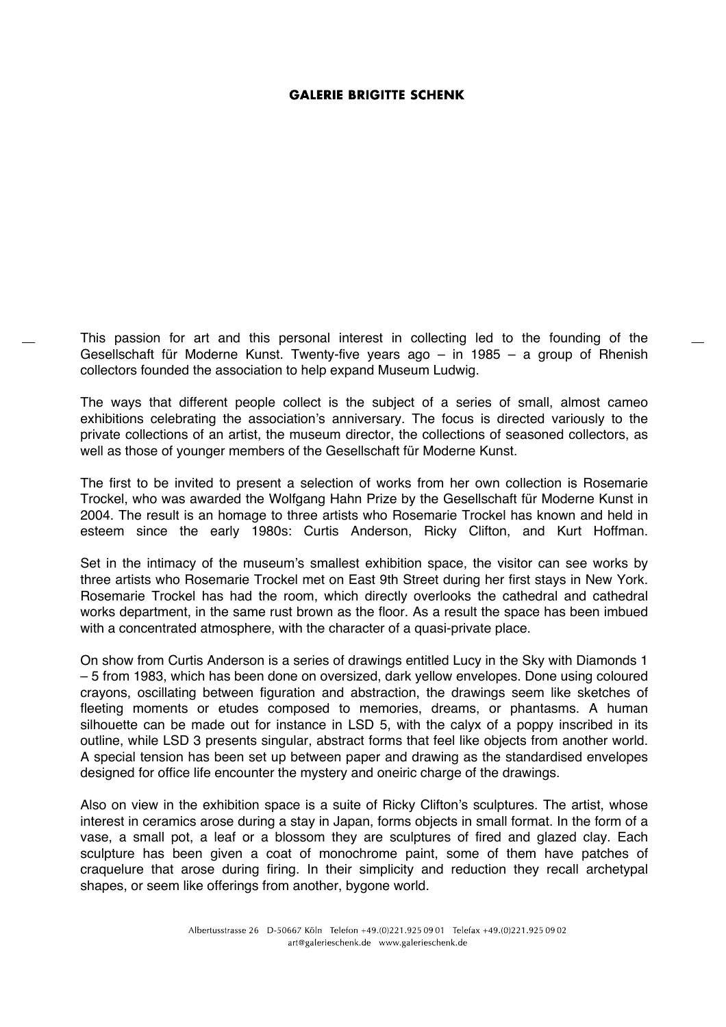This passion for art and this personal interest in collecting led to the founding of the Gesellschaft für Moderne Kunst. Twenty-five years ago – in 1985 – a group of Rhenish collectors founded the association to help expand Museum Ludwig.

The ways that different people collect is the subject of a series of small, almost cameo exhibitions celebrating the association's anniversary. The focus is directed variously to the private collections of an artist, the museum director, the collections of seasoned collectors, as well as those of younger members of the Gesellschaft für Moderne Kunst.

The first to be invited to present a selection of works from her own collection is Rosemarie Trockel, who was awarded the Wolfgang Hahn Prize by the Gesellschaft für Moderne Kunst in 2004. The result is an homage to three artists who Rosemarie Trockel has known and held in esteem since the early 1980s: Curtis Anderson, Ricky Clifton, and Kurt Hoffman.

Set in the intimacy of the museum's smallest exhibition space, the visitor can see works by three artists who Rosemarie Trockel met on East 9th Street during her first stays in New York. Rosemarie Trockel has had the room, which directly overlooks the cathedral and cathedral works department, in the same rust brown as the floor. As a result the space has been imbued with a concentrated atmosphere, with the character of a quasi-private place.

On show from Curtis Anderson is a series of drawings entitled Lucy in the Sky with Diamonds 1 – 5 from 1983, which has been done on oversized, dark yellow envelopes. Done using coloured crayons, oscillating between figuration and abstraction, the drawings seem like sketches of fleeting moments or etudes composed to memories, dreams, or phantasms. A human silhouette can be made out for instance in LSD 5, with the calyx of a poppy inscribed in its outline, while LSD 3 presents singular, abstract forms that feel like objects from another world. A special tension has been set up between paper and drawing as the standardised envelopes designed for office life encounter the mystery and oneiric charge of the drawings.

Also on view in the exhibition space is a suite of Ricky Clifton's sculptures. The artist, whose interest in ceramics arose during a stay in Japan, forms objects in small format. In the form of a vase, a small pot, a leaf or a blossom they are sculptures of fired and glazed clay. Each sculpture has been given a coat of monochrome paint, some of them have patches of craquelure that arose during firing. In their simplicity and reduction they recall archetypal shapes, or seem like offerings from another, bygone world.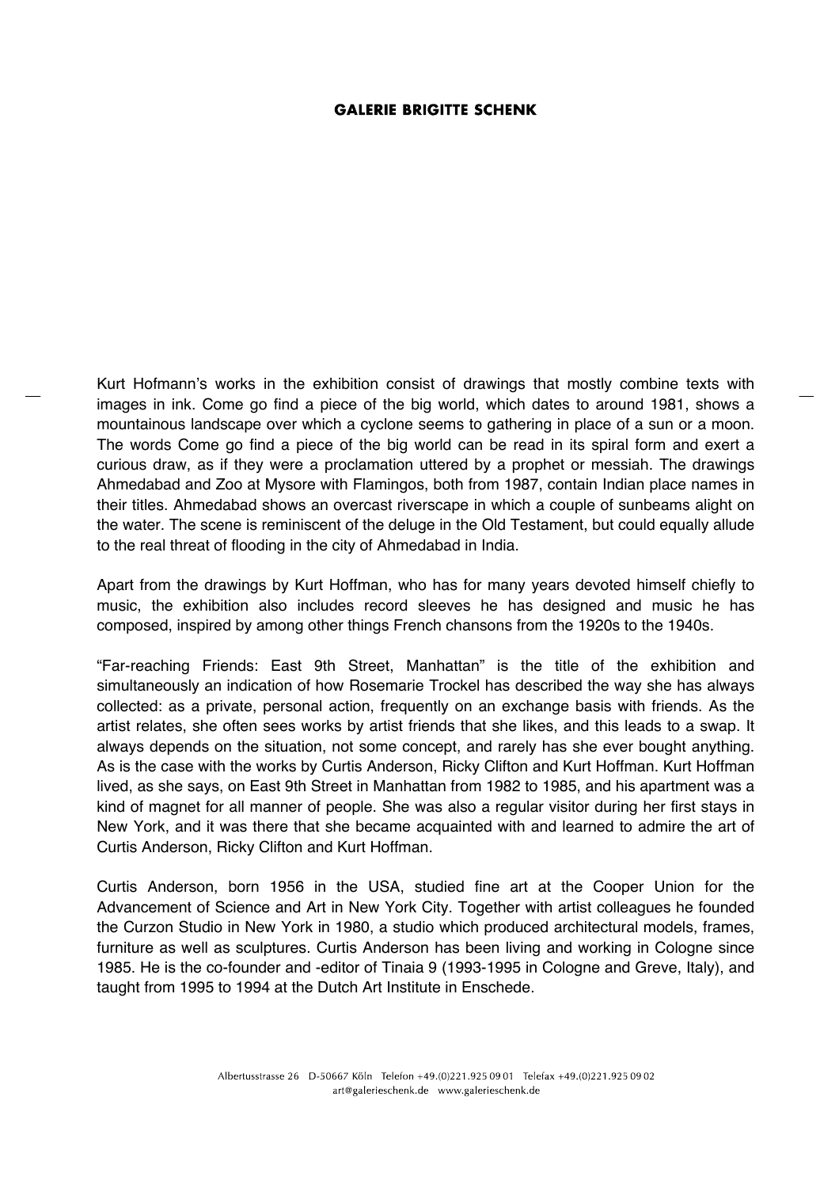Kurt Hofmann's works in the exhibition consist of drawings that mostly combine texts with images in ink. Come go find a piece of the big world, which dates to around 1981, shows a mountainous landscape over which a cyclone seems to gathering in place of a sun or a moon. The words Come go find a piece of the big world can be read in its spiral form and exert a curious draw, as if they were a proclamation uttered by a prophet or messiah. The drawings Ahmedabad and Zoo at Mysore with Flamingos, both from 1987, contain Indian place names in their titles. Ahmedabad shows an overcast riverscape in which a couple of sunbeams alight on the water. The scene is reminiscent of the deluge in the Old Testament, but could equally allude to the real threat of flooding in the city of Ahmedabad in India.

Apart from the drawings by Kurt Hoffman, who has for many years devoted himself chiefly to music, the exhibition also includes record sleeves he has designed and music he has composed, inspired by among other things French chansons from the 1920s to the 1940s.

"Far-reaching Friends: East 9th Street, Manhattan" is the title of the exhibition and simultaneously an indication of how Rosemarie Trockel has described the way she has always collected: as a private, personal action, frequently on an exchange basis with friends. As the artist relates, she often sees works by artist friends that she likes, and this leads to a swap. It always depends on the situation, not some concept, and rarely has she ever bought anything. As is the case with the works by Curtis Anderson, Ricky Clifton and Kurt Hoffman. Kurt Hoffman lived, as she says, on East 9th Street in Manhattan from 1982 to 1985, and his apartment was a kind of magnet for all manner of people. She was also a regular visitor during her first stays in New York, and it was there that she became acquainted with and learned to admire the art of Curtis Anderson, Ricky Clifton and Kurt Hoffman.

Curtis Anderson, born 1956 in the USA, studied fine art at the Cooper Union for the Advancement of Science and Art in New York City. Together with artist colleagues he founded the Curzon Studio in New York in 1980, a studio which produced architectural models, frames, furniture as well as sculptures. Curtis Anderson has been living and working in Cologne since 1985. He is the co-founder and -editor of Tinaia 9 (1993-1995 in Cologne and Greve, Italy), and taught from 1995 to 1994 at the Dutch Art Institute in Enschede.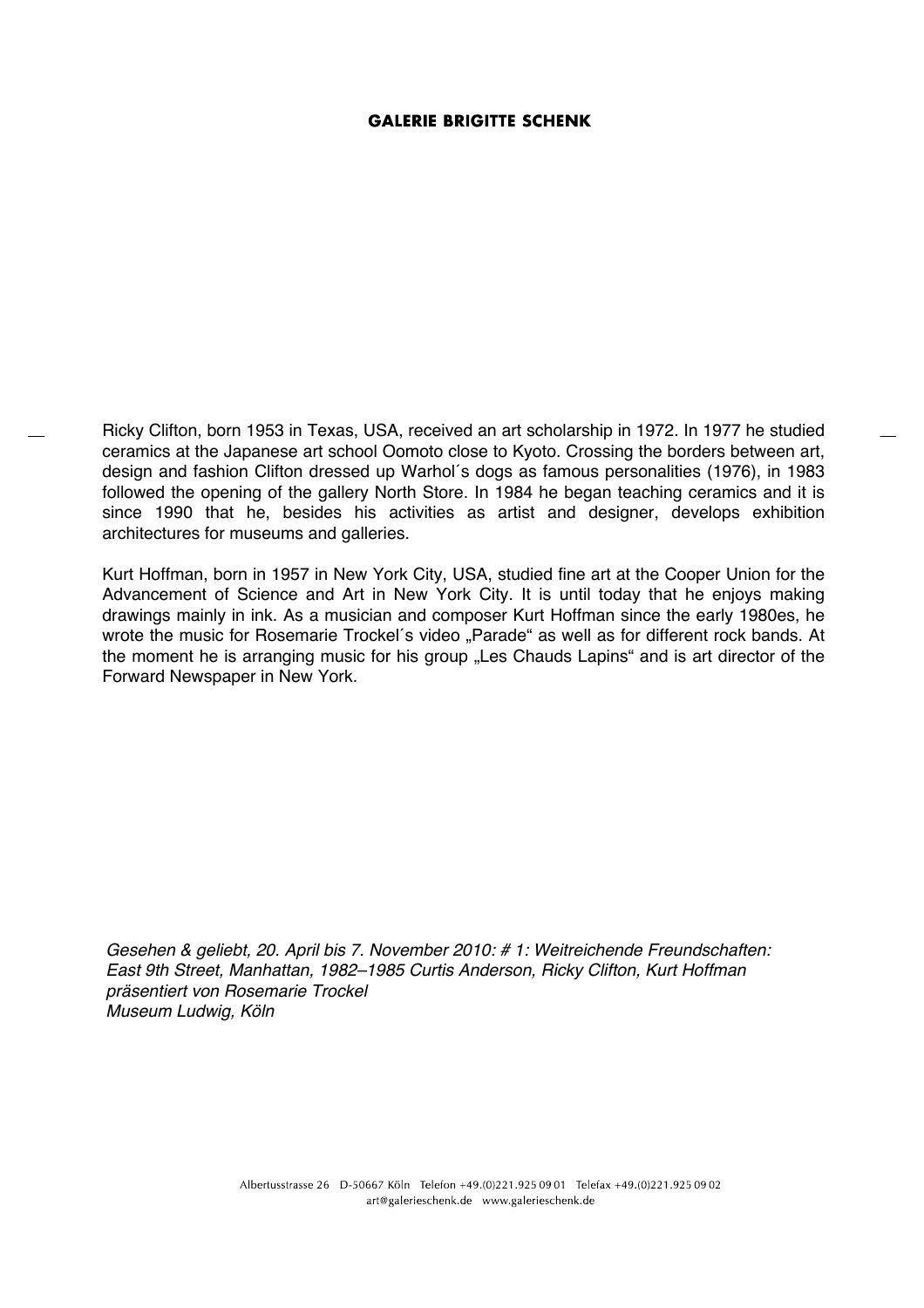Ricky Clifton, born 1953 in Texas, USA, received an art scholarship in 1972. In 1977 he studied ceramics at the Japanese art school Oomoto close to Kyoto. Crossing the borders between art, design and fashion Clifton dressed up Warhol´s dogs as famous personalities (1976), in 1983 followed the opening of the gallery North Store. In 1984 he began teaching ceramics and it is since 1990 that he, besides his activities as artist and designer, develops exhibition architectures for museums and galleries.

Kurt Hoffman, born in 1957 in New York City, USA, studied fine art at the Cooper Union for the Advancement of Science and Art in New York City. It is until today that he enjoys making drawings mainly in ink. As a musician and composer Kurt Hoffman since the early 1980es, he wrote the music for Rosemarie Trockel´s video „Parade" as well as for different rock bands. At the moment he is arranging music for his group „Les Chauds Lapins" and is art director of the Forward Newspaper in New York.

*Gesehen & geliebt, 20. April bis 7. November 2010: # 1: Weitreichende Freundschaften: East 9th Street, Manhattan, 1982–1985 Curtis Anderson, Ricky Clifton, Kurt Hoffman präsentiert von Rosemarie Trockel*
*Museum Ludwig, Köln*